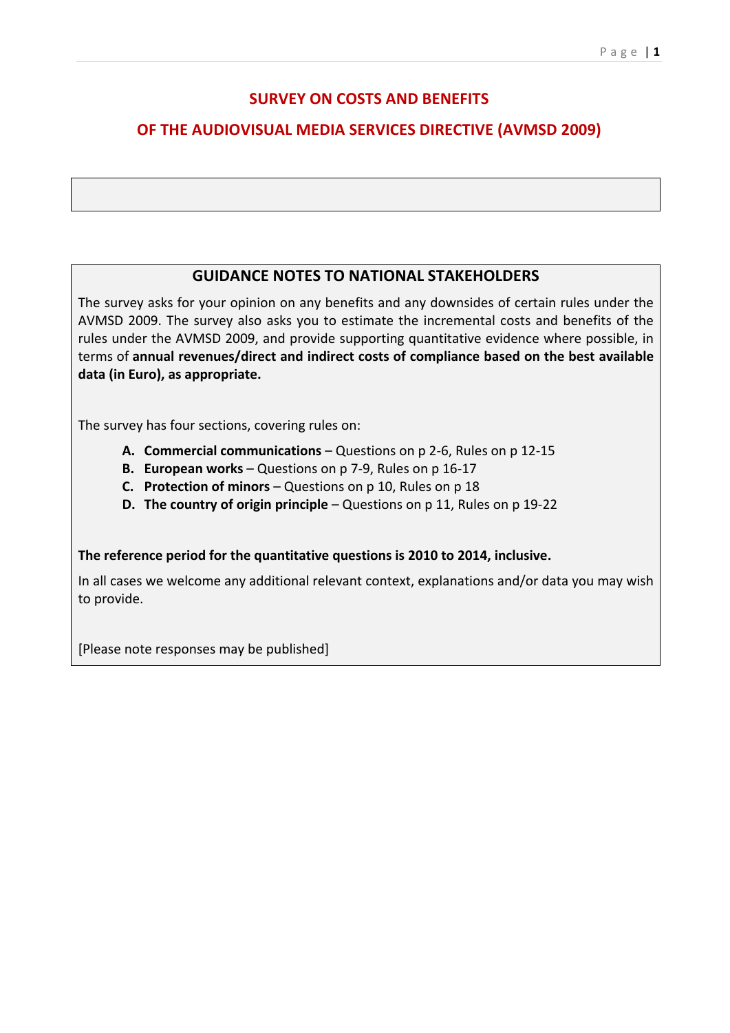# SURVEY ON COSTS AND BENEFITS

# OF THE AUDIOVISUAL MEDIA SERVICES DIRECTIVE (AVMSD 2009)

## GUIDANCE NOTES TO NATIONAL STAKEHOLDERS

The survey asks for your opinion on any benefits and any downsides of certain rules under the AVMSD 2009. The survey also asks you to estimate the incremental costs and benefits of the rules under the AVMSD 2009, and provide supporting quantitative evidence where possible, in terms of **annual revenues/direct and indirect costs of compliance based on the best available data (in Euro), as appropriate.**

The survey has four sections, covering rules on:

- **A. Commercial communications** – Questions on p 2-6, Rules on p 12-15
- **B. European works** – Questions on p 7-9, Rules on p 16-17
- **C. Protection of minors** – Questions on p 10, Rules on p 18
- **D. The country of origin principle** – Questions on p 11, Rules on p 19-22

**The reference period for the quantitative questions is 2010 to 2014, inclusive.**

In all cases we welcome any additional relevant context, explanations and/or data you may wish to provide.

[Please note responses may be published]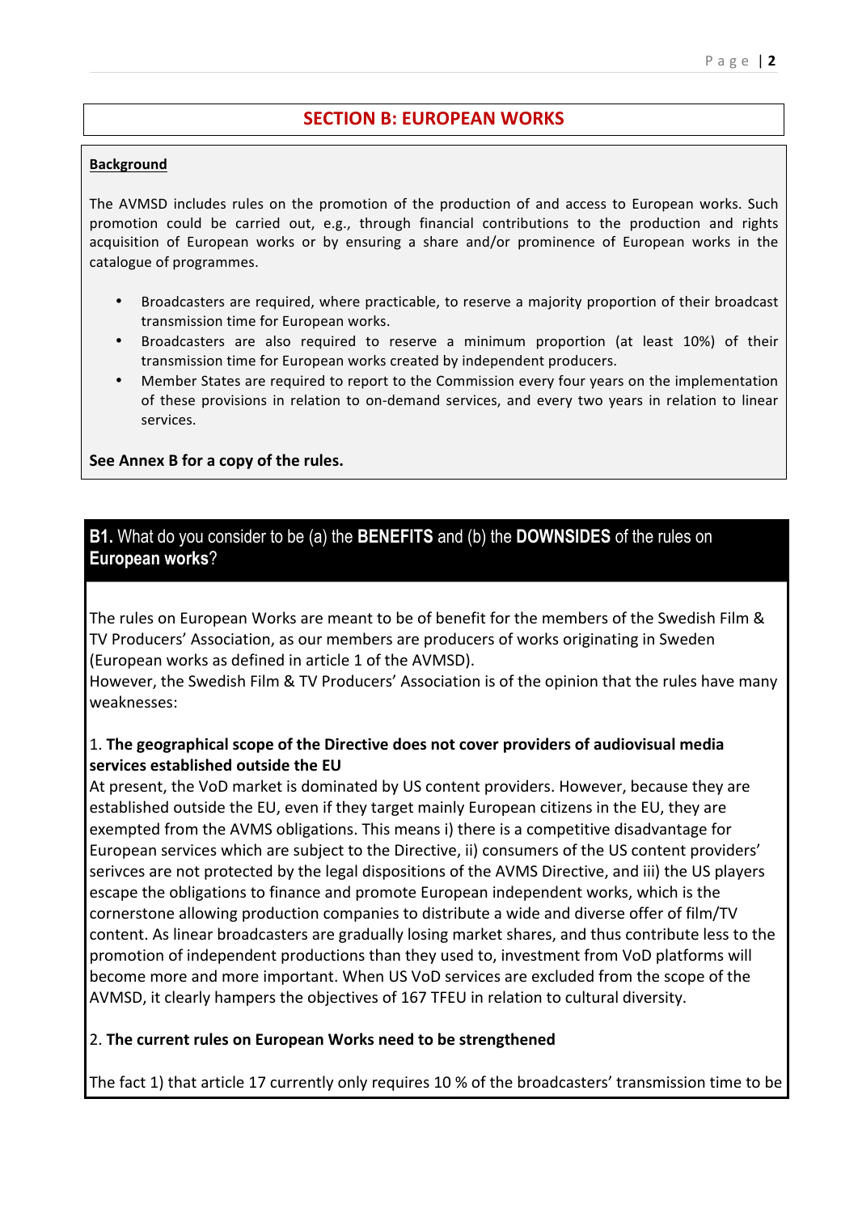## SECTION B: EUROPEAN WORKS

**Background**

The AVMSD includes rules on the promotion of the production of and access to European works. Such promotion could be carried out, e.g., through financial contributions to the production and rights acquisition of European works or by ensuring a share and/or prominence of European works in the catalogue of programmes.

- Broadcasters are required, where practicable, to reserve a majority proportion of their broadcast transmission time for European works.
- Broadcasters are also required to reserve a minimum proportion (at least 10%) of their transmission time for European works created by independent producers.
- Member States are required to report to the Commission every four years on the implementation of these provisions in relation to on-demand services, and every two years in relation to linear services.

**See Annex B for a copy of the rules.**

### **B1.** What do you consider to be (a) the **BENEFITS** and (b) the **DOWNSIDES** of the rules on **European works**?

The rules on European Works are meant to be of benefit for the members of the Swedish Film & TV Producers' Association, as our members are producers of works originating in Sweden (European works as defined in article 1 of the AVMSD).
However, the Swedish Film & TV Producers' Association is of the opinion that the rules have many weaknesses:

1. **The geographical scope of the Directive does not cover providers of audiovisual media services established outside the EU**
At present, the VoD market is dominated by US content providers. However, because they are established outside the EU, even if they target mainly European citizens in the EU, they are exempted from the AVMS obligations. This means i) there is a competitive disadvantage for European services which are subject to the Directive, ii) consumers of the US content providers' serivces are not protected by the legal dispositions of the AVMS Directive, and iii) the US players escape the obligations to finance and promote European independent works, which is the cornerstone allowing production companies to distribute a wide and diverse offer of film/TV content. As linear broadcasters are gradually losing market shares, and thus contribute less to the promotion of independent productions than they used to, investment from VoD platforms will become more and more important. When US VoD services are excluded from the scope of the AVMSD, it clearly hampers the objectives of 167 TFEU in relation to cultural diversity.

2. **The current rules on European Works need to be strengthened**

The fact 1) that article 17 currently only requires 10 % of the broadcasters' transmission time to be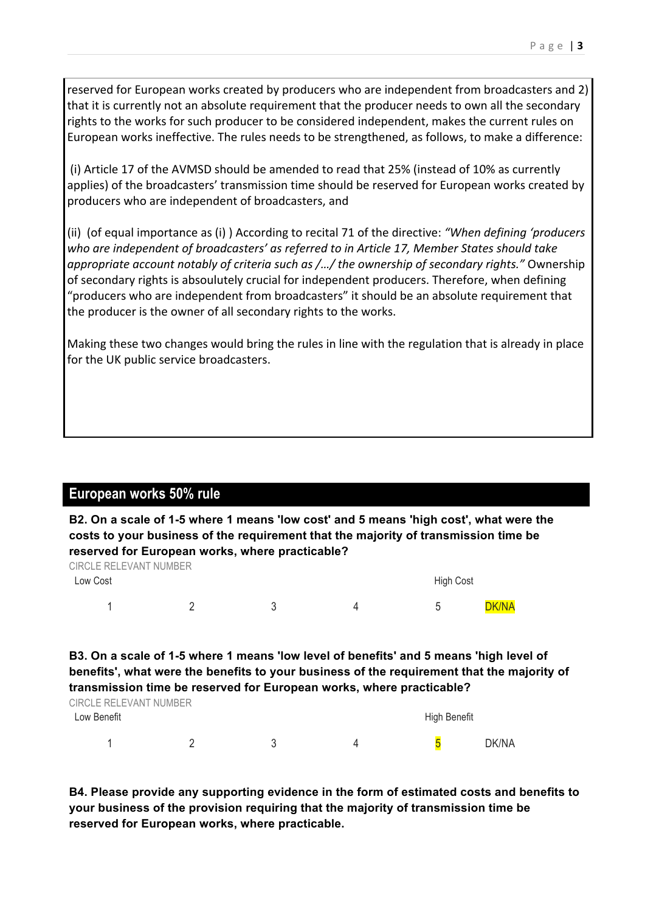reserved for European works created by producers who are independent from broadcasters and 2) that it is currently not an absolute requirement that the producer needs to own all the secondary rights to the works for such producer to be considered independent, makes the current rules on European works ineffective. The rules needs to be strengthened, as follows, to make a difference:

(i) Article 17 of the AVMSD should be amended to read that 25% (instead of 10% as currently applies) of the broadcasters' transmission time should be reserved for European works created by producers who are independent of broadcasters, and

(ii) (of equal importance as (i) ) According to recital 71 of the directive: *"When defining 'producers who are independent of broadcasters' as referred to in Article 17, Member States should take appropriate account notably of criteria such as /…/ the ownership of secondary rights."* Ownership of secondary rights is absoulutely crucial for independent producers. Therefore, when defining "producers who are independent from broadcasters" it should be an absolute requirement that the producer is the owner of all secondary rights to the works.

Making these two changes would bring the rules in line with the regulation that is already in place for the UK public service broadcasters.

## European works 50% rule

**B2. On a scale of 1-5 where 1 means 'low cost' and 5 means 'high cost', what were the costs to your business of the requirement that the majority of transmission time be reserved for European works, where practicable?**

CIRCLE RELEVANT NUMBER

| Low Cost | | | | High Cost | |
|---|---|---|---|---|---|
| 1 | 2 | 3 | 4 | 5 | DK/NA |

**B3. On a scale of 1-5 where 1 means 'low level of benefits' and 5 means 'high level of benefits', what were the benefits to your business of the requirement that the majority of transmission time be reserved for European works, where practicable?**

CIRCLE RELEVANT NUMBER

| Low Benefit | | | | High Benefit | |
|---|---|---|---|---|---|
| 1 | 2 | 3 | 4 | 5 | DK/NA |

**B4. Please provide any supporting evidence in the form of estimated costs and benefits to your business of the provision requiring that the majority of transmission time be reserved for European works, where practicable.**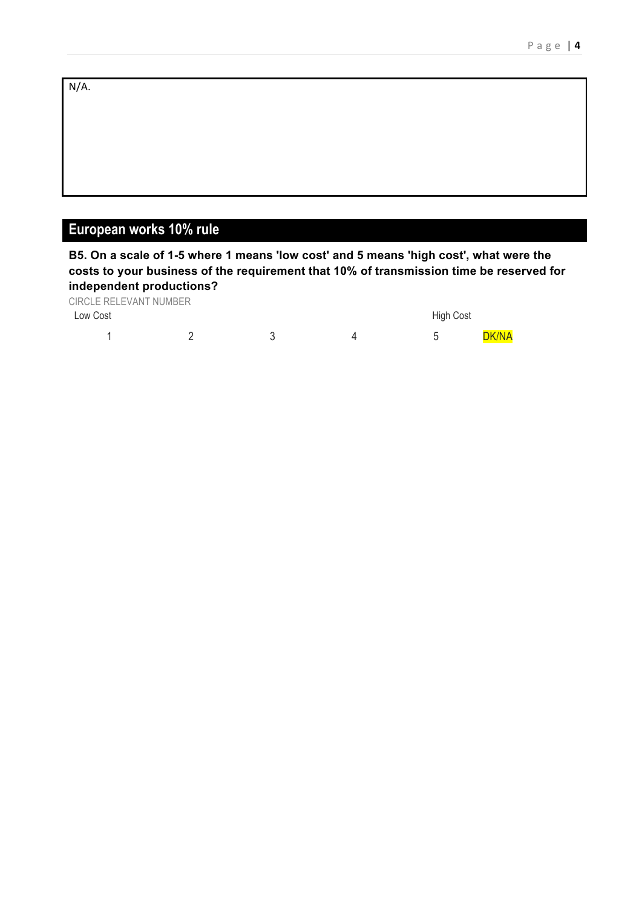N/A.

## European works 10% rule

**B5. On a scale of 1-5 where 1 means 'low cost' and 5 means 'high cost', what were the costs to your business of the requirement that 10% of transmission time be reserved for independent productions?**

CIRCLE RELEVANT NUMBER

| Low Cost | | | | High Cost | |
|---|---|---|---|---|---|
| 1 | 2 | 3 | 4 | 5 | DK/NA |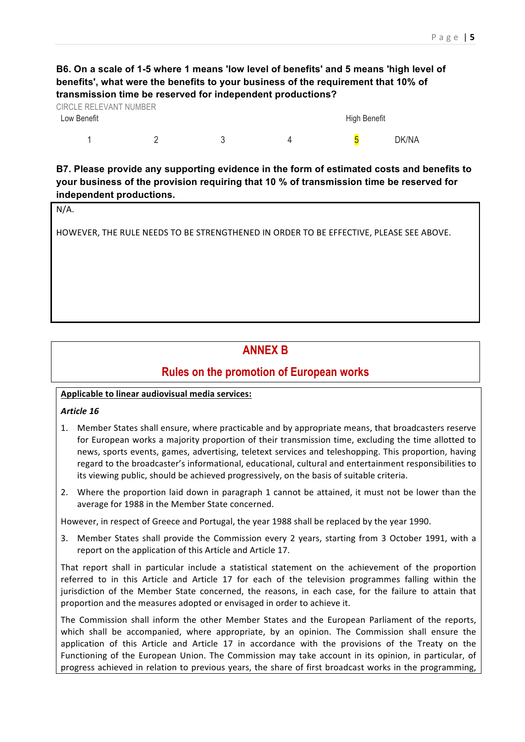**B6. On a scale of 1-5 where 1 means 'low level of benefits' and 5 means 'high level of benefits', what were the benefits to your business of the requirement that 10% of transmission time be reserved for independent productions?**

CIRCLE RELEVANT NUMBER

| Low Benefit | | | | High Benefit | |
|---|---|---|---|---|---|
| 1 | 2 | 3 | 4 | **5** | DK/NA |

**B7. Please provide any supporting evidence in the form of estimated costs and benefits to your business of the provision requiring that 10 % of transmission time be reserved for independent productions.**

N/A.

HOWEVER, THE RULE NEEDS TO BE STRENGTHENED IN ORDER TO BE EFFECTIVE, PLEASE SEE ABOVE.

## ANNEX B

## Rules on the promotion of European works

**Applicable to linear audiovisual media services:**

***Article 16***

1. Member States shall ensure, where practicable and by appropriate means, that broadcasters reserve for European works a majority proportion of their transmission time, excluding the time allotted to news, sports events, games, advertising, teletext services and teleshopping. This proportion, having regard to the broadcaster's informational, educational, cultural and entertainment responsibilities to its viewing public, should be achieved progressively, on the basis of suitable criteria.
2. Where the proportion laid down in paragraph 1 cannot be attained, it must not be lower than the average for 1988 in the Member State concerned.

However, in respect of Greece and Portugal, the year 1988 shall be replaced by the year 1990.

3. Member States shall provide the Commission every 2 years, starting from 3 October 1991, with a report on the application of this Article and Article 17.

That report shall in particular include a statistical statement on the achievement of the proportion referred to in this Article and Article 17 for each of the television programmes falling within the jurisdiction of the Member State concerned, the reasons, in each case, for the failure to attain that proportion and the measures adopted or envisaged in order to achieve it.

The Commission shall inform the other Member States and the European Parliament of the reports, which shall be accompanied, where appropriate, by an opinion. The Commission shall ensure the application of this Article and Article 17 in accordance with the provisions of the Treaty on the Functioning of the European Union. The Commission may take account in its opinion, in particular, of progress achieved in relation to previous years, the share of first broadcast works in the programming,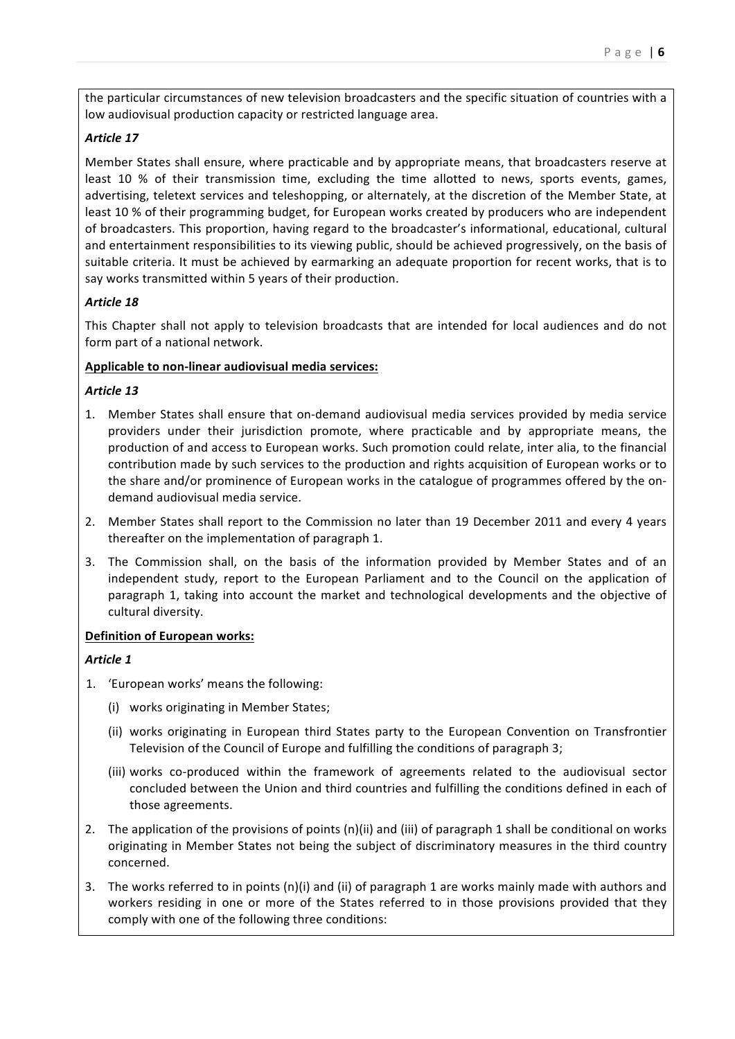the particular circumstances of new television broadcasters and the specific situation of countries with a low audiovisual production capacity or restricted language area.

***Article 17***

Member States shall ensure, where practicable and by appropriate means, that broadcasters reserve at least 10 % of their transmission time, excluding the time allotted to news, sports events, games, advertising, teletext services and teleshopping, or alternately, at the discretion of the Member State, at least 10 % of their programming budget, for European works created by producers who are independent of broadcasters. This proportion, having regard to the broadcaster's informational, educational, cultural and entertainment responsibilities to its viewing public, should be achieved progressively, on the basis of suitable criteria. It must be achieved by earmarking an adequate proportion for recent works, that is to say works transmitted within 5 years of their production.

***Article 18***

This Chapter shall not apply to television broadcasts that are intended for local audiences and do not form part of a national network.

**Applicable to non-linear audiovisual media services:**

***Article 13***

1. Member States shall ensure that on-demand audiovisual media services provided by media service providers under their jurisdiction promote, where practicable and by appropriate means, the production of and access to European works. Such promotion could relate, inter alia, to the financial contribution made by such services to the production and rights acquisition of European works or to the share and/or prominence of European works in the catalogue of programmes offered by the on-demand audiovisual media service.
2. Member States shall report to the Commission no later than 19 December 2011 and every 4 years thereafter on the implementation of paragraph 1.
3. The Commission shall, on the basis of the information provided by Member States and of an independent study, report to the European Parliament and to the Council on the application of paragraph 1, taking into account the market and technological developments and the objective of cultural diversity.

**Definition of European works:**

***Article 1***

1. 'European works' means the following:
   - (i) works originating in Member States;
   - (ii) works originating in European third States party to the European Convention on Transfrontier Television of the Council of Europe and fulfilling the conditions of paragraph 3;
   - (iii) works co-produced within the framework of agreements related to the audiovisual sector concluded between the Union and third countries and fulfilling the conditions defined in each of those agreements.
2. The application of the provisions of points (n)(ii) and (iii) of paragraph 1 shall be conditional on works originating in Member States not being the subject of discriminatory measures in the third country concerned.
3. The works referred to in points (n)(i) and (ii) of paragraph 1 are works mainly made with authors and workers residing in one or more of the States referred to in those provisions provided that they comply with one of the following three conditions: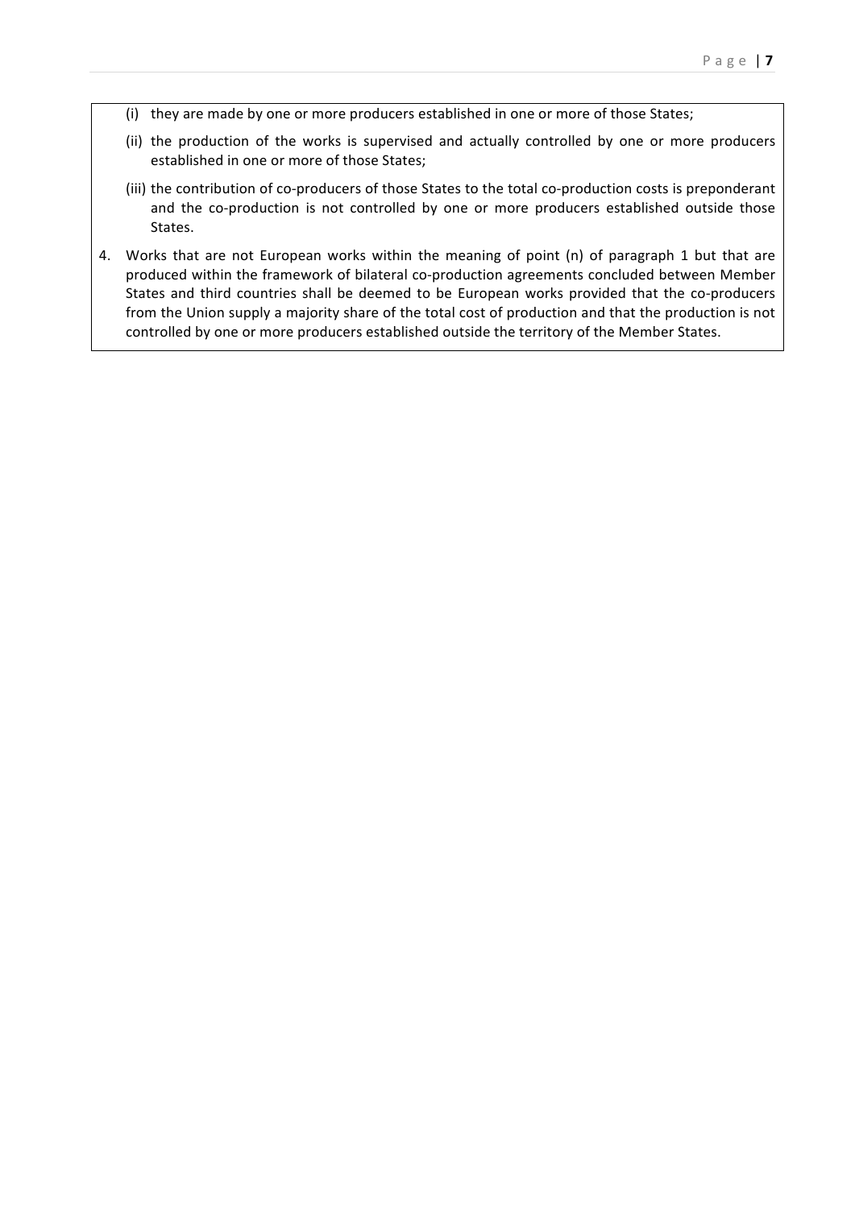(i) they are made by one or more producers established in one or more of those States;

(ii) the production of the works is supervised and actually controlled by one or more producers established in one or more of those States;

(iii) the contribution of co-producers of those States to the total co-production costs is preponderant and the co-production is not controlled by one or more producers established outside those States.

4. Works that are not European works within the meaning of point (n) of paragraph 1 but that are produced within the framework of bilateral co-production agreements concluded between Member States and third countries shall be deemed to be European works provided that the co-producers from the Union supply a majority share of the total cost of production and that the production is not controlled by one or more producers established outside the territory of the Member States.